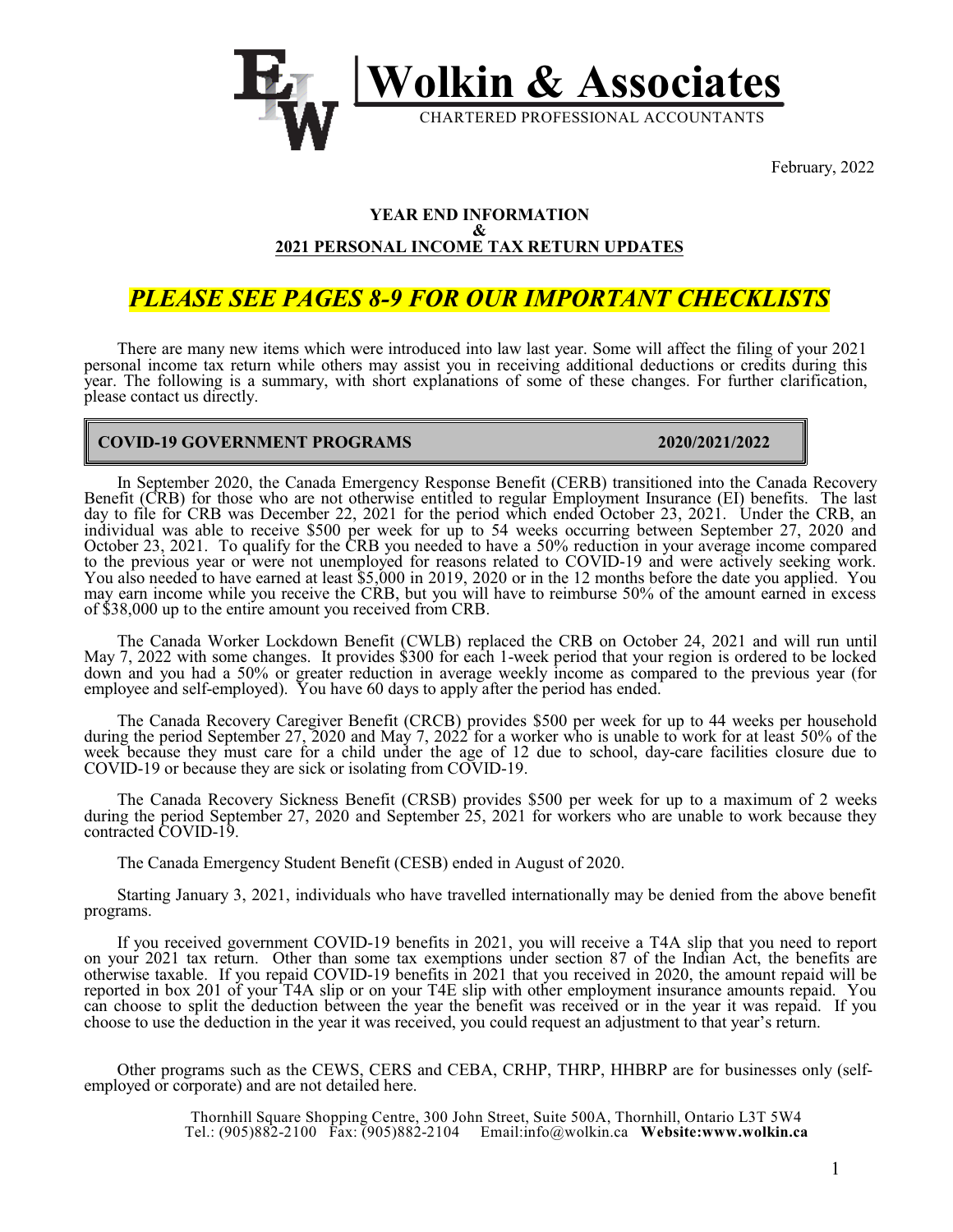# Wolkin & Associates

CHARTERED PROFESSIONAL ACCOUNTANTS

February, 2022

**YEAR END INFORMATION**
**&**
**2021 PERSONAL INCOME TAX RETURN UPDATES**

## *PLEASE SEE PAGES 8-9 FOR OUR IMPORTANT CHECKLISTS*

There are many new items which were introduced into law last year. Some will affect the filing of your 2021 personal income tax return while others may assist you in receiving additional deductions or credits during this year. The following is a summary, with short explanations of some of these changes. For further clarification, please contact us directly.

### COVID-19 GOVERNMENT PROGRAMS 2020/2021/2022

In September 2020, the Canada Emergency Response Benefit (CERB) transitioned into the Canada Recovery Benefit (CRB) for those who are not otherwise entitled to regular Employment Insurance (EI) benefits. The last day to file for CRB was December 22, 2021 for the period which ended October 23, 2021. Under the CRB, an individual was able to receive $500 per week for up to 54 weeks occurring between September 27, 2020 and October 23, 2021. To qualify for the CRB you needed to have a 50% reduction in your average income compared to the previous year or were not unemployed for reasons related to COVID-19 and were actively seeking work. You also needed to have earned at least $5,000 in 2019, 2020 or in the 12 months before the date you applied. You may earn income while you receive the CRB, but you will have to reimburse 50% of the amount earned in excess of $38,000 up to the entire amount you received from CRB.

The Canada Worker Lockdown Benefit (CWLB) replaced the CRB on October 24, 2021 and will run until May 7, 2022 with some changes. It provides $300 for each 1-week period that your region is ordered to be locked down and you had a 50% or greater reduction in average weekly income as compared to the previous year (for employee and self-employed). You have 60 days to apply after the period has ended.

The Canada Recovery Caregiver Benefit (CRCB) provides $500 per week for up to 44 weeks per household during the period September 27, 2020 and May 7, 2022 for a worker who is unable to work for at least 50% of the week because they must care for a child under the age of 12 due to school, day-care facilities closure due to COVID-19 or because they are sick or isolating from COVID-19.

The Canada Recovery Sickness Benefit (CRSB) provides $500 per week for up to a maximum of 2 weeks during the period September 27, 2020 and September 25, 2021 for workers who are unable to work because they contracted COVID-19.

The Canada Emergency Student Benefit (CESB) ended in August of 2020.

Starting January 3, 2021, individuals who have travelled internationally may be denied from the above benefit programs.

If you received government COVID-19 benefits in 2021, you will receive a T4A slip that you need to report on your 2021 tax return. Other than some tax exemptions under section 87 of the Indian Act, the benefits are otherwise taxable. If you repaid COVID-19 benefits in 2021 that you received in 2020, the amount repaid will be reported in box 201 of your T4A slip or on your T4E slip with other employment insurance amounts repaid. You can choose to split the deduction between the year the benefit was received or in the year it was repaid. If you choose to use the deduction in the year it was received, you could request an adjustment to that year's return.

Other programs such as the CEWS, CERS and CEBA, CRHP, THRP, HHBRP are for businesses only (self-employed or corporate) and are not detailed here.

Thornhill Square Shopping Centre, 300 John Street, Suite 500A, Thornhill, Ontario L3T 5W4
Tel.: (905)882-2100 Fax: (905)882-2104 Email:info@wolkin.ca **Website:www.wolkin.ca**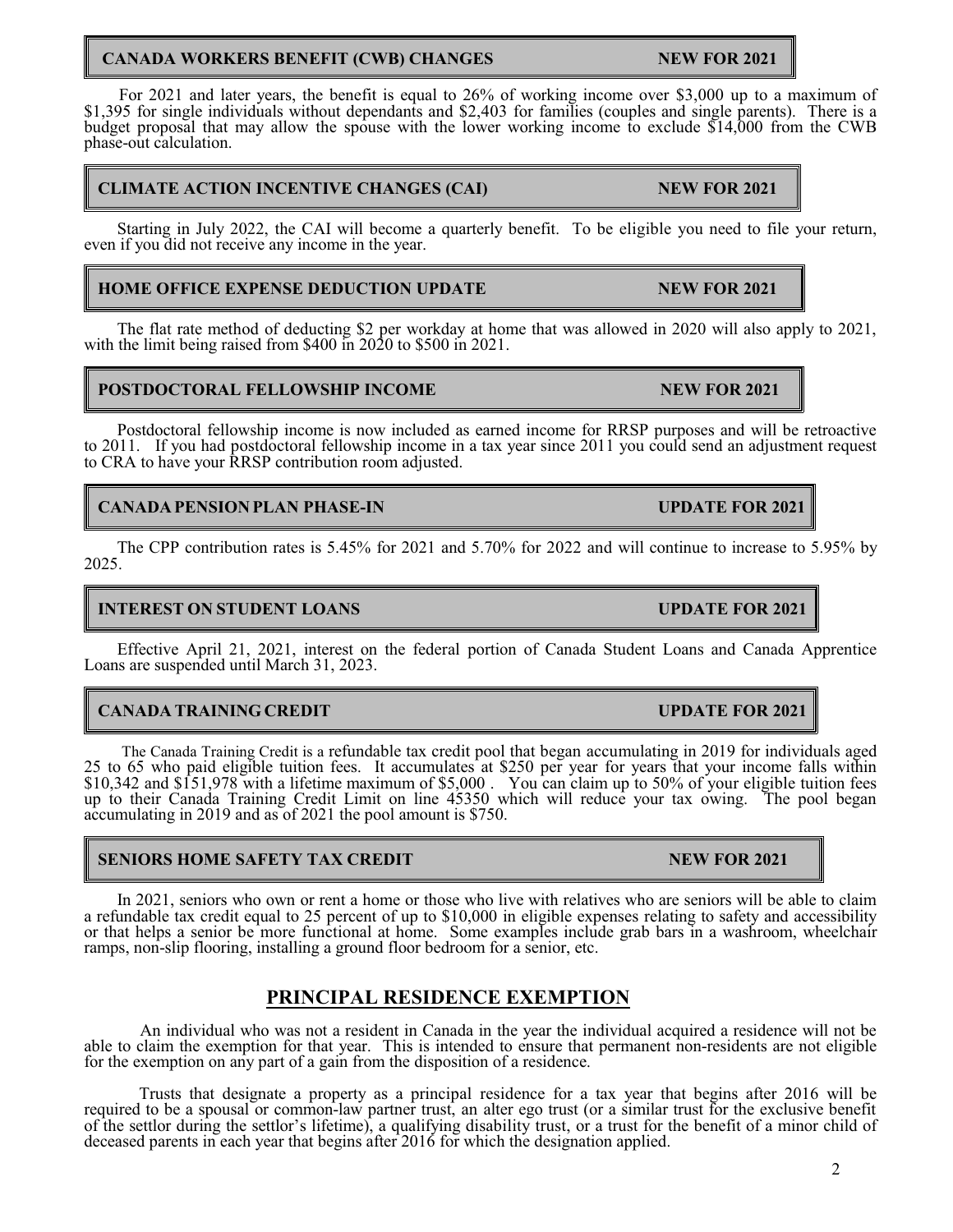## CANADA WORKERS BENEFIT (CWB) CHANGES — NEW FOR 2021

For 2021 and later years, the benefit is equal to 26% of working income over $3,000 up to a maximum of $1,395 for single individuals without dependants and $2,403 for families (couples and single parents). There is a budget proposal that may allow the spouse with the lower working income to exclude $14,000 from the CWB phase-out calculation.

## CLIMATE ACTION INCENTIVE CHANGES (CAI) — NEW FOR 2021

Starting in July 2022, the CAI will become a quarterly benefit. To be eligible you need to file your return, even if you did not receive any income in the year.

## HOME OFFICE EXPENSE DEDUCTION UPDATE — NEW FOR 2021

The flat rate method of deducting $2 per workday at home that was allowed in 2020 will also apply to 2021, with the limit being raised from $400 in 2020 to $500 in 2021.

## POSTDOCTORAL FELLOWSHIP INCOME — NEW FOR 2021

Postdoctoral fellowship income is now included as earned income for RRSP purposes and will be retroactive to 2011. If you had postdoctoral fellowship income in a tax year since 2011 you could send an adjustment request to CRA to have your RRSP contribution room adjusted.

## CANADA PENSION PLAN PHASE-IN — UPDATE FOR 2021

The CPP contribution rates is 5.45% for 2021 and 5.70% for 2022 and will continue to increase to 5.95% by 2025.

## INTEREST ON STUDENT LOANS — UPDATE FOR 2021

Effective April 21, 2021, interest on the federal portion of Canada Student Loans and Canada Apprentice Loans are suspended until March 31, 2023.

## CANADA TRAINING CREDIT — UPDATE FOR 2021

The Canada Training Credit is a refundable tax credit pool that began accumulating in 2019 for individuals aged 25 to 65 who paid eligible tuition fees. It accumulates at $250 per year for years that your income falls within $10,342 and $151,978 with a lifetime maximum of $5,000 . You can claim up to 50% of your eligible tuition fees up to their Canada Training Credit Limit on line 45350 which will reduce your tax owing. The pool began accumulating in 2019 and as of 2021 the pool amount is $750.

## SENIORS HOME SAFETY TAX CREDIT — NEW FOR 2021

In 2021, seniors who own or rent a home or those who live with relatives who are seniors will be able to claim a refundable tax credit equal to 25 percent of up to $10,000 in eligible expenses relating to safety and accessibility or that helps a senior be more functional at home. Some examples include grab bars in a washroom, wheelchair ramps, non-slip flooring, installing a ground floor bedroom for a senior, etc.

# PRINCIPAL RESIDENCE EXEMPTION

An individual who was not a resident in Canada in the year the individual acquired a residence will not be able to claim the exemption for that year. This is intended to ensure that permanent non-residents are not eligible for the exemption on any part of a gain from the disposition of a residence.

Trusts that designate a property as a principal residence for a tax year that begins after 2016 will be required to be a spousal or common-law partner trust, an alter ego trust (or a similar trust for the exclusive benefit of the settlor during the settlor's lifetime), a qualifying disability trust, or a trust for the benefit of a minor child of deceased parents in each year that begins after 2016 for which the designation applied.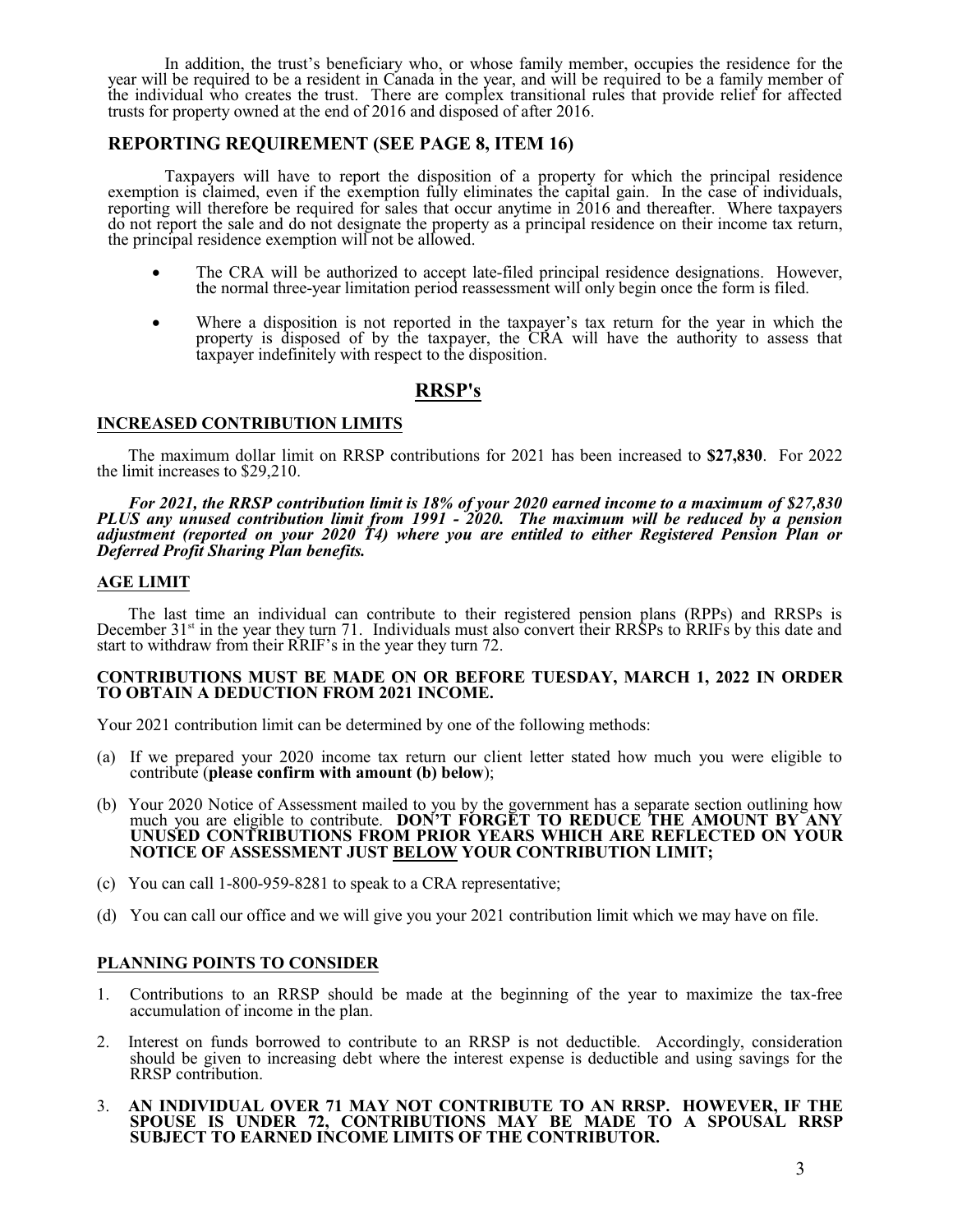In addition, the trust's beneficiary who, or whose family member, occupies the residence for the year will be required to be a resident in Canada in the year, and will be required to be a family member of the individual who creates the trust. There are complex transitional rules that provide relief for affected trusts for property owned at the end of 2016 and disposed of after 2016.

### REPORTING REQUIREMENT (SEE PAGE 8, ITEM 16)

Taxpayers will have to report the disposition of a property for which the principal residence exemption is claimed, even if the exemption fully eliminates the capital gain. In the case of individuals, reporting will therefore be required for sales that occur anytime in 2016 and thereafter. Where taxpayers do not report the sale and do not designate the property as a principal residence on their income tax return, the principal residence exemption will not be allowed.

- The CRA will be authorized to accept late-filed principal residence designations. However, the normal three-year limitation period reassessment will only begin once the form is filed.
- Where a disposition is not reported in the taxpayer's tax return for the year in which the property is disposed of by the taxpayer, the CRA will have the authority to assess that taxpayer indefinitely with respect to the disposition.

## RRSP's

### INCREASED CONTRIBUTION LIMITS

The maximum dollar limit on RRSP contributions for 2021 has been increased to **$27,830**. For 2022 the limit increases to $29,210.

***For 2021, the RRSP contribution limit is 18% of your 2020 earned income to a maximum of $27,830 PLUS any unused contribution limit from 1991 - 2020. The maximum will be reduced by a pension adjustment (reported on your 2020 T4) where you are entitled to either Registered Pension Plan or Deferred Profit Sharing Plan benefits.***

### AGE LIMIT

The last time an individual can contribute to their registered pension plans (RPPs) and RRSPs is December 31st in the year they turn 71. Individuals must also convert their RRSPs to RRIFs by this date and start to withdraw from their RRIF's in the year they turn 72.

**CONTRIBUTIONS MUST BE MADE ON OR BEFORE TUESDAY, MARCH 1, 2022 IN ORDER TO OBTAIN A DEDUCTION FROM 2021 INCOME.**

Your 2021 contribution limit can be determined by one of the following methods:

(a) If we prepared your 2020 income tax return our client letter stated how much you were eligible to contribute (**please confirm with amount (b) below**);

(b) Your 2020 Notice of Assessment mailed to you by the government has a separate section outlining how much you are eligible to contribute. **DON'T FORGET TO REDUCE THE AMOUNT BY ANY UNUSED CONTRIBUTIONS FROM PRIOR YEARS WHICH ARE REFLECTED ON YOUR NOTICE OF ASSESSMENT JUST BELOW YOUR CONTRIBUTION LIMIT;**

(c) You can call 1-800-959-8281 to speak to a CRA representative;

(d) You can call our office and we will give you your 2021 contribution limit which we may have on file.

### PLANNING POINTS TO CONSIDER

1. Contributions to an RRSP should be made at the beginning of the year to maximize the tax-free accumulation of income in the plan.
2. Interest on funds borrowed to contribute to an RRSP is not deductible. Accordingly, consideration should be given to increasing debt where the interest expense is deductible and using savings for the RRSP contribution.
3. **AN INDIVIDUAL OVER 71 MAY NOT CONTRIBUTE TO AN RRSP. HOWEVER, IF THE SPOUSE IS UNDER 72, CONTRIBUTIONS MAY BE MADE TO A SPOUSAL RRSP SUBJECT TO EARNED INCOME LIMITS OF THE CONTRIBUTOR.**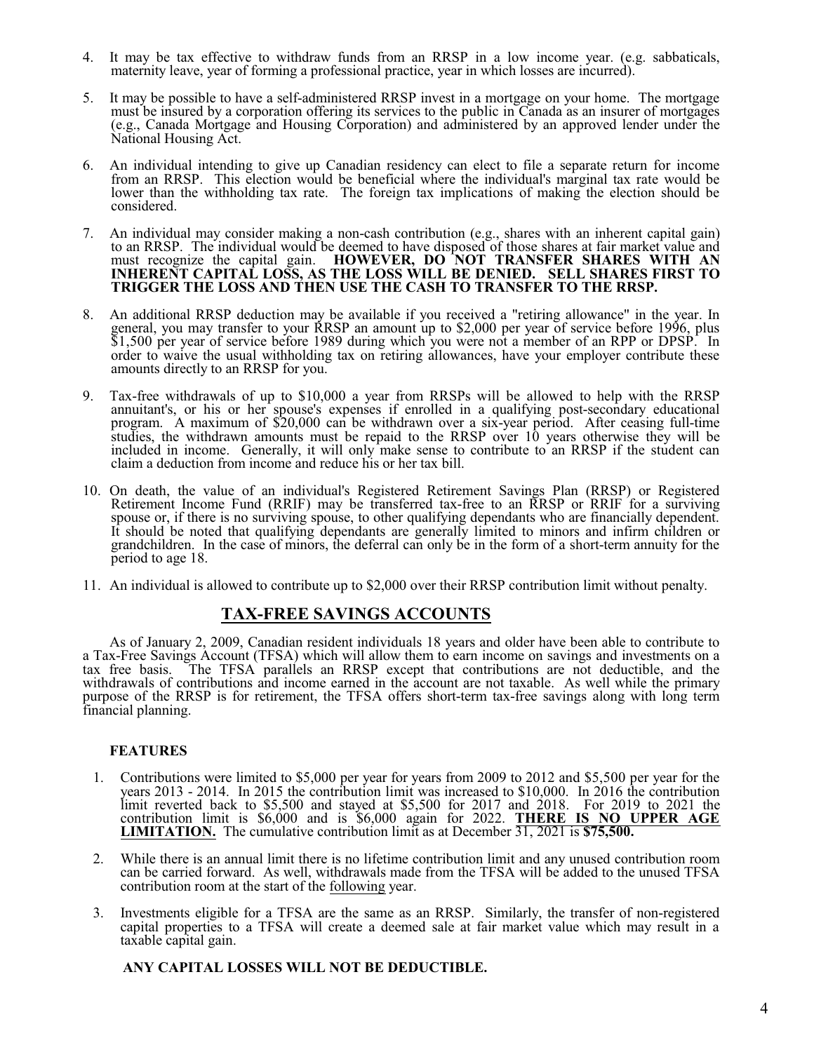4. It may be tax effective to withdraw funds from an RRSP in a low income year. (e.g. sabbaticals, maternity leave, year of forming a professional practice, year in which losses are incurred).

5. It may be possible to have a self-administered RRSP invest in a mortgage on your home. The mortgage must be insured by a corporation offering its services to the public in Canada as an insurer of mortgages (e.g., Canada Mortgage and Housing Corporation) and administered by an approved lender under the National Housing Act.

6. An individual intending to give up Canadian residency can elect to file a separate return for income from an RRSP. This election would be beneficial where the individual's marginal tax rate would be lower than the withholding tax rate. The foreign tax implications of making the election should be considered.

7. An individual may consider making a non-cash contribution (e.g., shares with an inherent capital gain) to an RRSP. The individual would be deemed to have disposed of those shares at fair market value and must recognize the capital gain. **HOWEVER, DO NOT TRANSFER SHARES WITH AN INHERENT CAPITAL LOSS, AS THE LOSS WILL BE DENIED. SELL SHARES FIRST TO TRIGGER THE LOSS AND THEN USE THE CASH TO TRANSFER TO THE RRSP.**

8. An additional RRSP deduction may be available if you received a "retiring allowance" in the year. In general, you may transfer to your RRSP an amount up to $2,000 per year of service before 1996, plus $1,500 per year of service before 1989 during which you were not a member of an RPP or DPSP. In order to waive the usual withholding tax on retiring allowances, have your employer contribute these amounts directly to an RRSP for you.

9. Tax-free withdrawals of up to $10,000 a year from RRSPs will be allowed to help with the RRSP annuitant's, or his or her spouse's expenses if enrolled in a qualifying post-secondary educational program. A maximum of $20,000 can be withdrawn over a six-year period. After ceasing full-time studies, the withdrawn amounts must be repaid to the RRSP over 10 years otherwise they will be included in income. Generally, it will only make sense to contribute to an RRSP if the student can claim a deduction from income and reduce his or her tax bill.

10. On death, the value of an individual's Registered Retirement Savings Plan (RRSP) or Registered Retirement Income Fund (RRIF) may be transferred tax-free to an RRSP or RRIF for a surviving spouse or, if there is no surviving spouse, to other qualifying dependants who are financially dependent. It should be noted that qualifying dependants are generally limited to minors and infirm children or grandchildren. In the case of minors, the deferral can only be in the form of a short-term annuity for the period to age 18.

11. An individual is allowed to contribute up to $2,000 over their RRSP contribution limit without penalty.

## TAX-FREE SAVINGS ACCOUNTS

As of January 2, 2009, Canadian resident individuals 18 years and older have been able to contribute to a Tax-Free Savings Account (TFSA) which will allow them to earn income on savings and investments on a tax free basis. The TFSA parallels an RRSP except that contributions are not deductible, and the withdrawals of contributions and income earned in the account are not taxable. As well while the primary purpose of the RRSP is for retirement, the TFSA offers short-term tax-free savings along with long term financial planning.

### FEATURES

1. Contributions were limited to $5,000 per year for years from 2009 to 2012 and $5,500 per year for the years 2013 - 2014. In 2015 the contribution limit was increased to $10,000. In 2016 the contribution limit reverted back to $5,500 and stayed at $5,500 for 2017 and 2018. For 2019 to 2021 the contribution limit is $6,000 and is $6,000 again for 2022. **THERE IS NO UPPER AGE LIMITATION.** The cumulative contribution limit as at December 31, 2021 is **$75,500.**

2. While there is an annual limit there is no lifetime contribution limit and any unused contribution room can be carried forward. As well, withdrawals made from the TFSA will be added to the unused TFSA contribution room at the start of the following year.

3. Investments eligible for a TFSA are the same as an RRSP. Similarly, the transfer of non-registered capital properties to a TFSA will create a deemed sale at fair market value which may result in a taxable capital gain.

**ANY CAPITAL LOSSES WILL NOT BE DEDUCTIBLE.**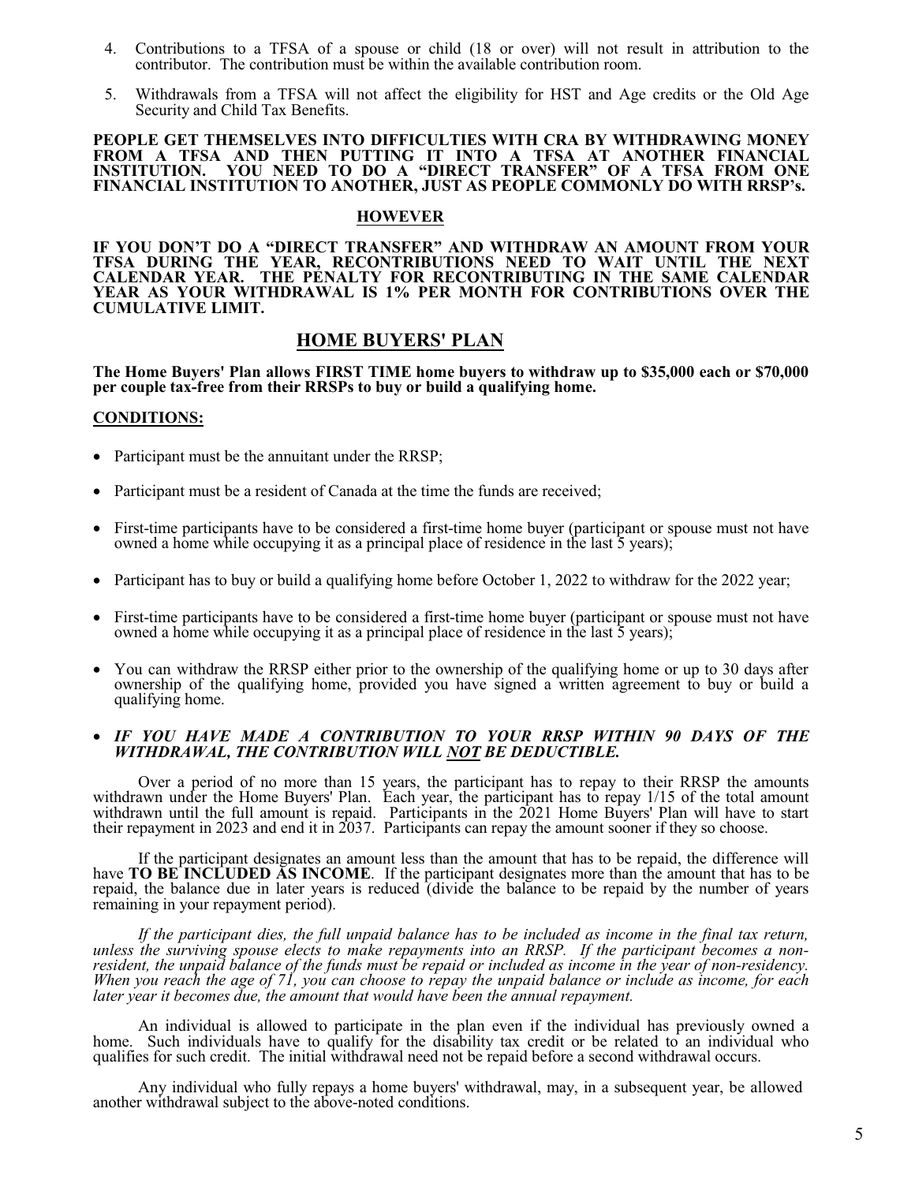4. Contributions to a TFSA of a spouse or child (18 or over) will not result in attribution to the contributor. The contribution must be within the available contribution room.

5. Withdrawals from a TFSA will not affect the eligibility for HST and Age credits or the Old Age Security and Child Tax Benefits.

**PEOPLE GET THEMSELVES INTO DIFFICULTIES WITH CRA BY WITHDRAWING MONEY FROM A TFSA AND THEN PUTTING IT INTO A TFSA AT ANOTHER FINANCIAL INSTITUTION. YOU NEED TO DO A "DIRECT TRANSFER" OF A TFSA FROM ONE FINANCIAL INSTITUTION TO ANOTHER, JUST AS PEOPLE COMMONLY DO WITH RRSP's.**

**HOWEVER**

**IF YOU DON'T DO A "DIRECT TRANSFER" AND WITHDRAW AN AMOUNT FROM YOUR TFSA DURING THE YEAR, RECONTRIBUTIONS NEED TO WAIT UNTIL THE NEXT CALENDAR YEAR. THE PENALTY FOR RECONTRIBUTING IN THE SAME CALENDAR YEAR AS YOUR WITHDRAWAL IS 1% PER MONTH FOR CONTRIBUTIONS OVER THE CUMULATIVE LIMIT.**

## HOME BUYERS' PLAN

**The Home Buyers' Plan allows FIRST TIME home buyers to withdraw up to $35,000 each or $70,000 per couple tax-free from their RRSPs to buy or build a qualifying home.**

**CONDITIONS:**

- Participant must be the annuitant under the RRSP;
- Participant must be a resident of Canada at the time the funds are received;
- First-time participants have to be considered a first-time home buyer (participant or spouse must not have owned a home while occupying it as a principal place of residence in the last 5 years);
- Participant has to buy or build a qualifying home before October 1, 2022 to withdraw for the 2022 year;
- First-time participants have to be considered a first-time home buyer (participant or spouse must not have owned a home while occupying it as a principal place of residence in the last 5 years);
- You can withdraw the RRSP either prior to the ownership of the qualifying home or up to 30 days after ownership of the qualifying home, provided you have signed a written agreement to buy or build a qualifying home.
- ***IF YOU HAVE MADE A CONTRIBUTION TO YOUR RRSP WITHIN 90 DAYS OF THE WITHDRAWAL, THE CONTRIBUTION WILL NOT BE DEDUCTIBLE.***

Over a period of no more than 15 years, the participant has to repay to their RRSP the amounts withdrawn under the Home Buyers' Plan. Each year, the participant has to repay 1/15 of the total amount withdrawn until the full amount is repaid. Participants in the 2021 Home Buyers' Plan will have to start their repayment in 2023 and end it in 2037. Participants can repay the amount sooner if they so choose.

If the participant designates an amount less than the amount that has to be repaid, the difference will have **TO BE INCLUDED AS INCOME**. If the participant designates more than the amount that has to be repaid, the balance due in later years is reduced (divide the balance to be repaid by the number of years remaining in your repayment period).

*If the participant dies, the full unpaid balance has to be included as income in the final tax return, unless the surviving spouse elects to make repayments into an RRSP. If the participant becomes a non-resident, the unpaid balance of the funds must be repaid or included as income in the year of non-residency. When you reach the age of 71, you can choose to repay the unpaid balance or include as income, for each later year it becomes due, the amount that would have been the annual repayment.*

An individual is allowed to participate in the plan even if the individual has previously owned a home. Such individuals have to qualify for the disability tax credit or be related to an individual who qualifies for such credit. The initial withdrawal need not be repaid before a second withdrawal occurs.

Any individual who fully repays a home buyers' withdrawal, may, in a subsequent year, be allowed another withdrawal subject to the above-noted conditions.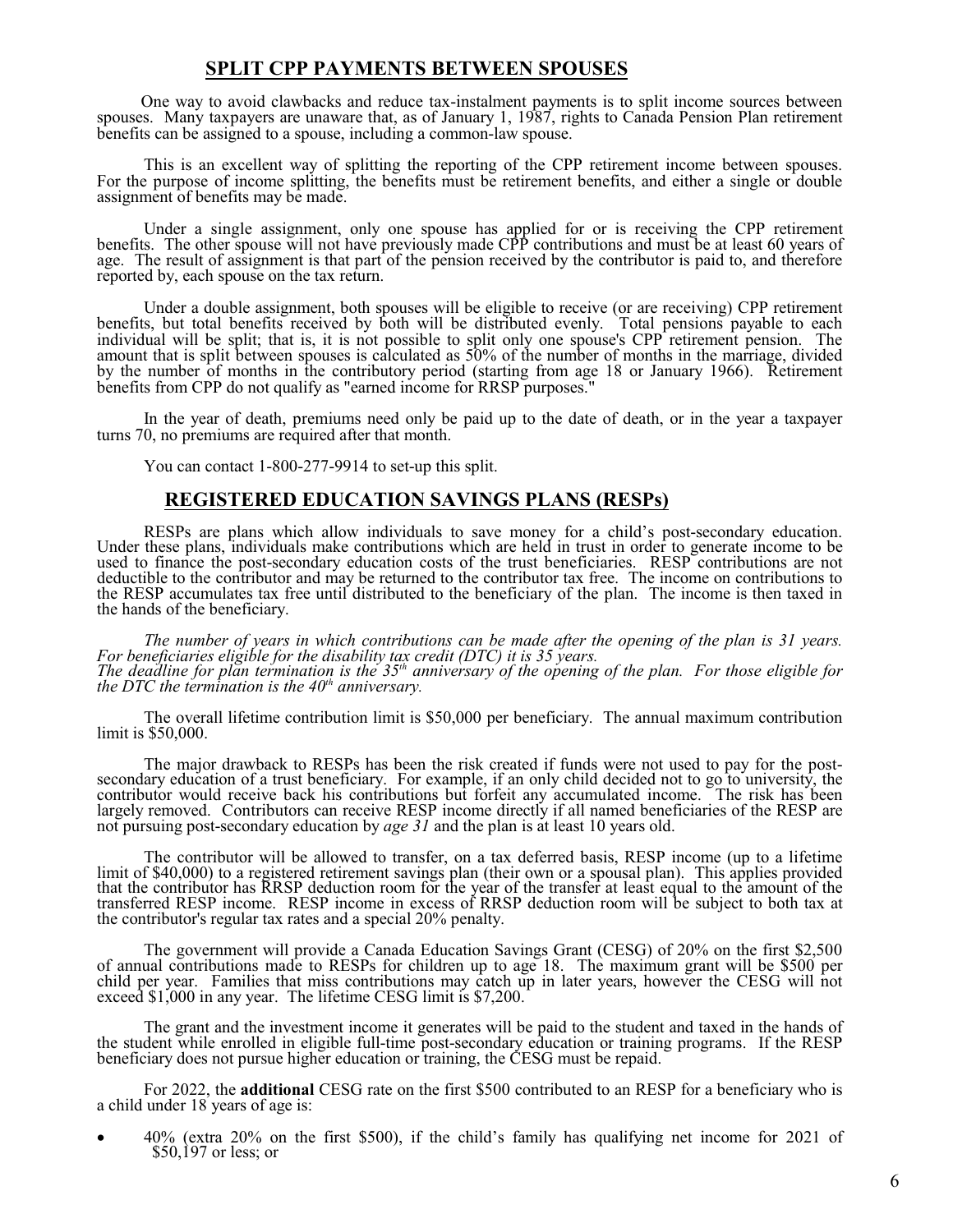## SPLIT CPP PAYMENTS BETWEEN SPOUSES

One way to avoid clawbacks and reduce tax-instalment payments is to split income sources between spouses. Many taxpayers are unaware that, as of January 1, 1987, rights to Canada Pension Plan retirement benefits can be assigned to a spouse, including a common-law spouse.

This is an excellent way of splitting the reporting of the CPP retirement income between spouses. For the purpose of income splitting, the benefits must be retirement benefits, and either a single or double assignment of benefits may be made.

Under a single assignment, only one spouse has applied for or is receiving the CPP retirement benefits. The other spouse will not have previously made CPP contributions and must be at least 60 years of age. The result of assignment is that part of the pension received by the contributor is paid to, and therefore reported by, each spouse on the tax return.

Under a double assignment, both spouses will be eligible to receive (or are receiving) CPP retirement benefits, but total benefits received by both will be distributed evenly. Total pensions payable to each individual will be split; that is, it is not possible to split only one spouse's CPP retirement pension. The amount that is split between spouses is calculated as 50% of the number of months in the marriage, divided by the number of months in the contributory period (starting from age 18 or January 1966). Retirement benefits from CPP do not qualify as "earned income for RRSP purposes."

In the year of death, premiums need only be paid up to the date of death, or in the year a taxpayer turns 70, no premiums are required after that month.

You can contact 1-800-277-9914 to set-up this split.

## REGISTERED EDUCATION SAVINGS PLANS (RESPs)

RESPs are plans which allow individuals to save money for a child's post-secondary education. Under these plans, individuals make contributions which are held in trust in order to generate income to be used to finance the post-secondary education costs of the trust beneficiaries. RESP contributions are not deductible to the contributor and may be returned to the contributor tax free. The income on contributions to the RESP accumulates tax free until distributed to the beneficiary of the plan. The income is then taxed in the hands of the beneficiary.

*The number of years in which contributions can be made after the opening of the plan is 31 years. For beneficiaries eligible for the disability tax credit (DTC) it is 35 years.*
*The deadline for plan termination is the 35th anniversary of the opening of the plan. For those eligible for the DTC the termination is the 40th anniversary.*

The overall lifetime contribution limit is $50,000 per beneficiary. The annual maximum contribution limit is $50,000.

The major drawback to RESPs has been the risk created if funds were not used to pay for the post-secondary education of a trust beneficiary. For example, if an only child decided not to go to university, the contributor would receive back his contributions but forfeit any accumulated income. The risk has been largely removed. Contributors can receive RESP income directly if all named beneficiaries of the RESP are not pursuing post-secondary education by *age 31* and the plan is at least 10 years old.

The contributor will be allowed to transfer, on a tax deferred basis, RESP income (up to a lifetime limit of $40,000) to a registered retirement savings plan (their own or a spousal plan). This applies provided that the contributor has RRSP deduction room for the year of the transfer at least equal to the amount of the transferred RESP income. RESP income in excess of RRSP deduction room will be subject to both tax at the contributor's regular tax rates and a special 20% penalty.

The government will provide a Canada Education Savings Grant (CESG) of 20% on the first $2,500 of annual contributions made to RESPs for children up to age 18. The maximum grant will be $500 per child per year. Families that miss contributions may catch up in later years, however the CESG will not exceed $1,000 in any year. The lifetime CESG limit is $7,200.

The grant and the investment income it generates will be paid to the student and taxed in the hands of the student while enrolled in eligible full-time post-secondary education or training programs. If the RESP beneficiary does not pursue higher education or training, the CESG must be repaid.

For 2022, the **additional** CESG rate on the first $500 contributed to an RESP for a beneficiary who is a child under 18 years of age is:

- 40% (extra 20% on the first $500), if the child's family has qualifying net income for 2021 of $50,197 or less; or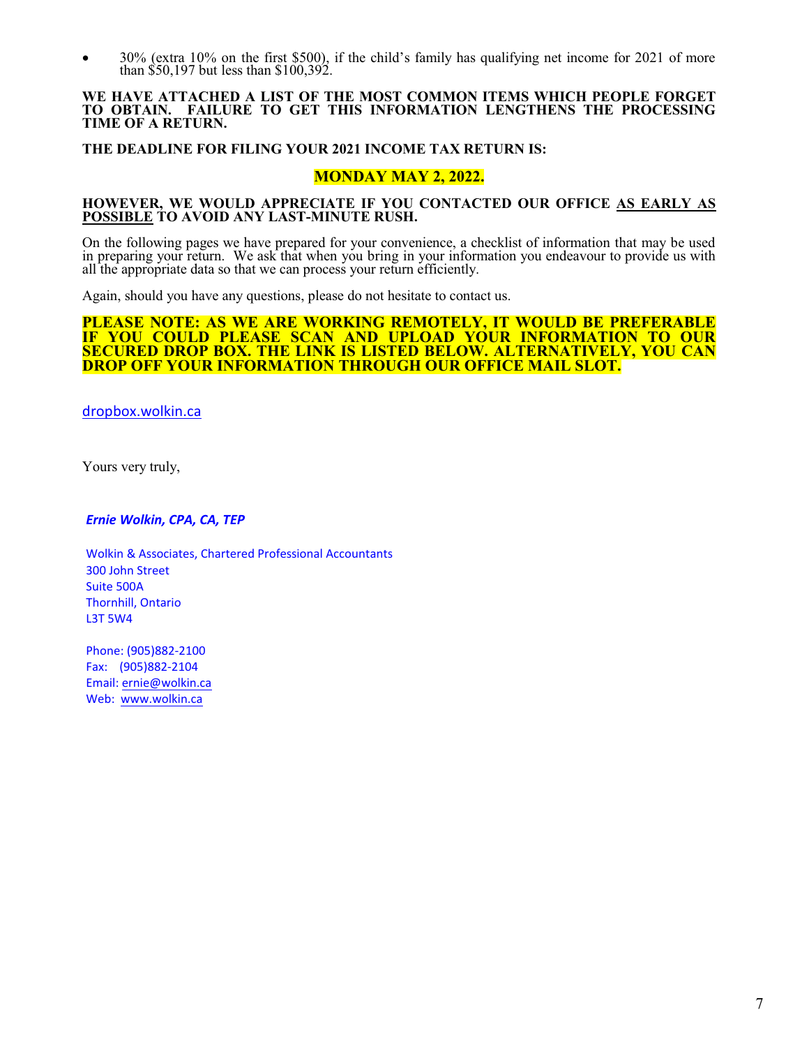- 30% (extra 10% on the first $500), if the child's family has qualifying net income for 2021 of more than $50,197 but less than $100,392.

**WE HAVE ATTACHED A LIST OF THE MOST COMMON ITEMS WHICH PEOPLE FORGET TO OBTAIN. FAILURE TO GET THIS INFORMATION LENGTHENS THE PROCESSING TIME OF A RETURN.**

**THE DEADLINE FOR FILING YOUR 2021 INCOME TAX RETURN IS:**

**MONDAY MAY 2, 2022.**

**HOWEVER, WE WOULD APPRECIATE IF YOU CONTACTED OUR OFFICE AS EARLY AS POSSIBLE TO AVOID ANY LAST-MINUTE RUSH.**

On the following pages we have prepared for your convenience, a checklist of information that may be used in preparing your return. We ask that when you bring in your information you endeavour to provide us with all the appropriate data so that we can process your return efficiently.

Again, should you have any questions, please do not hesitate to contact us.

**PLEASE NOTE: AS WE ARE WORKING REMOTELY, IT WOULD BE PREFERABLE IF YOU COULD PLEASE SCAN AND UPLOAD YOUR INFORMATION TO OUR SECURED DROP BOX. THE LINK IS LISTED BELOW. ALTERNATIVELY, YOU CAN DROP OFF YOUR INFORMATION THROUGH OUR OFFICE MAIL SLOT.**

dropbox.wolkin.ca

Yours very truly,

***Ernie Wolkin, CPA, CA, TEP***

Wolkin & Associates, Chartered Professional Accountants
300 John Street
Suite 500A
Thornhill, Ontario
L3T 5W4

Phone: (905)882-2100
Fax: (905)882-2104
Email: ernie@wolkin.ca
Web: www.wolkin.ca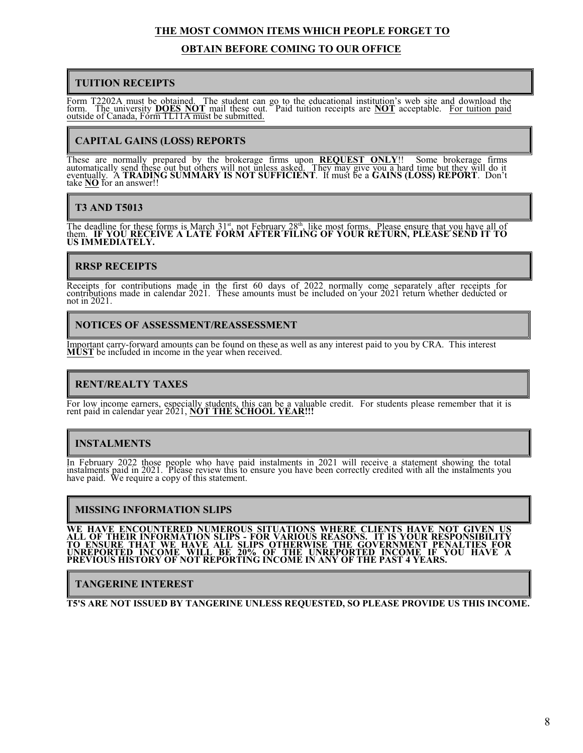# THE MOST COMMON ITEMS WHICH PEOPLE FORGET TO OBTAIN BEFORE COMING TO OUR OFFICE

## TUITION RECEIPTS

Form T2202A must be obtained. The student can go to the educational institution's web site and download the form. The university **DOES NOT** mail these out. Paid tuition receipts are **NOT** acceptable. For tuition paid outside of Canada, Form TL11A must be submitted.

## CAPITAL GAINS (LOSS) REPORTS

These are normally prepared by the brokerage firms upon **REQUEST ONLY**!! Some brokerage firms automatically send these out but others will not unless asked. They may give you a hard time but they will do it eventually. A **TRADING SUMMARY IS NOT SUFFICIENT**. It must be a **GAINS (LOSS) REPORT**. Don't take **NO** for an answer!!

## T3 AND T5013

The deadline for these forms is March 31st, not February 28th, like most forms. Please ensure that you have all of them. **IF YOU RECEIVE A LATE FORM AFTER FILING OF YOUR RETURN, PLEASE SEND IT TO US IMMEDIATELY.**

## RRSP RECEIPTS

Receipts for contributions made in the first 60 days of 2022 normally come separately after receipts for contributions made in calendar 2021. These amounts must be included on your 2021 return whether deducted or not in 2021.

## NOTICES OF ASSESSMENT/REASSESSMENT

Important carry-forward amounts can be found on these as well as any interest paid to you by CRA. This interest **MUST** be included in income in the year when received.

## RENT/REALTY TAXES

For low income earners, especially students, this can be a valuable credit. For students please remember that it is rent paid in calendar year 2021, **NOT THE SCHOOL YEAR!!!**

## INSTALMENTS

In February 2022 those people who have paid instalments in 2021 will receive a statement showing the total instalments paid in 2021. Please review this to ensure you have been correctly credited with all the instalments you have paid. We require a copy of this statement.

## MISSING INFORMATION SLIPS

**WE HAVE ENCOUNTERED NUMEROUS SITUATIONS WHERE CLIENTS HAVE NOT GIVEN US ALL OF THEIR INFORMATION SLIPS - FOR VARIOUS REASONS. IT IS YOUR RESPONSIBILITY TO ENSURE THAT WE HAVE ALL SLIPS OTHERWISE THE GOVERNMENT PENALTIES FOR UNREPORTED INCOME WILL BE 20% OF THE UNREPORTED INCOME IF YOU HAVE A PREVIOUS HISTORY OF NOT REPORTING INCOME IN ANY OF THE PAST 4 YEARS.**

## TANGERINE INTEREST

**T5'S ARE NOT ISSUED BY TANGERINE UNLESS REQUESTED, SO PLEASE PROVIDE US THIS INCOME.**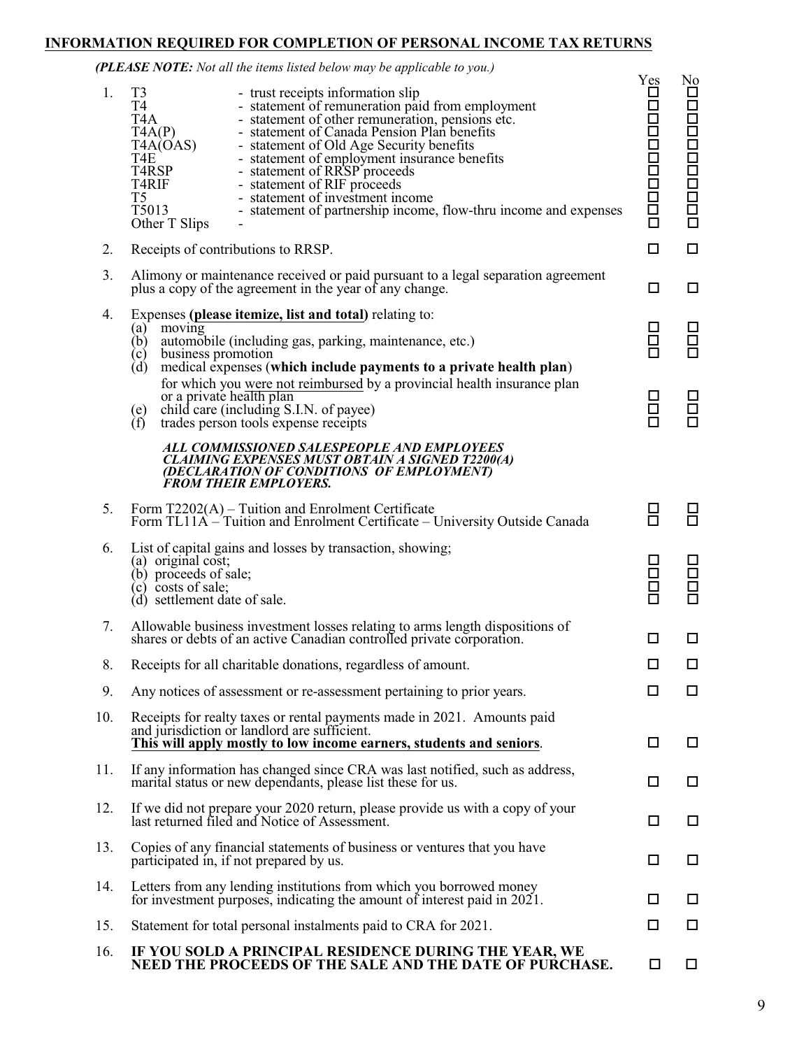## INFORMATION REQUIRED FOR COMPLETION OF PERSONAL INCOME TAX RETURNS

***(PLEASE NOTE:*** *Not all the items listed below may be applicable to you.)*

| | | | Yes | No |
|---|---|---|---|---|
| 1. | T3 | - trust receipts information slip | ☐ | ☐ |
| | T4 | - statement of remuneration paid from employment | ☐ | ☐ |
| | T4A | - statement of other remuneration, pensions etc. | ☐ | ☐ |
| | T4A(P) | - statement of Canada Pension Plan benefits | ☐ | ☐ |
| | T4A(OAS) | - statement of Old Age Security benefits | ☐ | ☐ |
| | T4E | - statement of employment insurance benefits | ☐ | ☐ |
| | T4RSP | - statement of RRSP proceeds | ☐ | ☐ |
| | T4RIF | - statement of RIF proceeds | ☐ | ☐ |
| | T5 | - statement of investment income | ☐ | ☐ |
| | T5013 | - statement of partnership income, flow-thru income and expenses | ☐ | ☐ |
| | Other T Slips | - | ☐ | ☐ |
| 2. | Receipts of contributions to RRSP. | | ☐ | ☐ |
| 3. | Alimony or maintenance received or paid pursuant to a legal separation agreement plus a copy of the agreement in the year of any change. | | ☐ | ☐ |
| 4. | Expenses **(please itemize, list and total)** relating to: | | | |
| | (a) moving | | ☐ | ☐ |
| | (b) automobile (including gas, parking, maintenance, etc.) | | ☐ | ☐ |
| | (c) business promotion | | ☐ | ☐ |
| | (d) medical expenses (**which include payments to a private health plan**) for which you <u>were not reimbursed</u> by a provincial health insurance plan or a private health plan | | ☐ | ☐ |
| | (e) child care (including S.I.N. of payee) | | ☐ | ☐ |
| | (f) trades person tools expense receipts | | ☐ | ☐ |
| | ***ALL COMMISSIONED SALESPEOPLE AND EMPLOYEES CLAIMING EXPENSES MUST OBTAIN A SIGNED T2200(A) (DECLARATION OF CONDITIONS OF EMPLOYMENT) FROM THEIR EMPLOYERS.*** | | | |
| 5. | Form T2202(A) – Tuition and Enrolment Certificate | | ☐ | ☐ |
| | Form TL11A – Tuition and Enrolment Certificate – University Outside Canada | | ☐ | ☐ |
| 6. | List of capital gains and losses by transaction, showing; | | | |
| | (a) original cost; | | ☐ | ☐ |
| | (b) proceeds of sale; | | ☐ | ☐ |
| | (c) costs of sale; | | ☐ | ☐ |
| | (d) settlement date of sale. | | ☐ | ☐ |
| 7. | Allowable business investment losses relating to arms length dispositions of shares or debts of an active Canadian controlled private corporation. | | ☐ | ☐ |
| 8. | Receipts for all charitable donations, regardless of amount. | | ☐ | ☐ |
| 9. | Any notices of assessment or re-assessment pertaining to prior years. | | ☐ | ☐ |
| 10. | Receipts for realty taxes or rental payments made in 2021. Amounts paid and jurisdiction or landlord are sufficient. **<u>This will apply mostly to low income earners, students and seniors</u>**. | | ☐ | ☐ |
| 11. | If any information has changed since CRA was last notified, such as address, marital status or new dependants, please list these for us. | | ☐ | ☐ |
| 12. | If we did not prepare your 2020 return, please provide us with a copy of your last returned filed and Notice of Assessment. | | ☐ | ☐ |
| 13. | Copies of any financial statements of business or ventures that you have participated in, if not prepared by us. | | ☐ | ☐ |
| 14. | Letters from any lending institutions from which you borrowed money for investment purposes, indicating the amount of interest paid in 2021. | | ☐ | ☐ |
| 15. | Statement for total personal instalments paid to CRA for 2021. | | ☐ | ☐ |
| 16. | **IF YOU SOLD A PRINCIPAL RESIDENCE DURING THE YEAR, WE NEED THE PROCEEDS OF THE SALE AND THE DATE OF PURCHASE.** | | ☐ | ☐ |